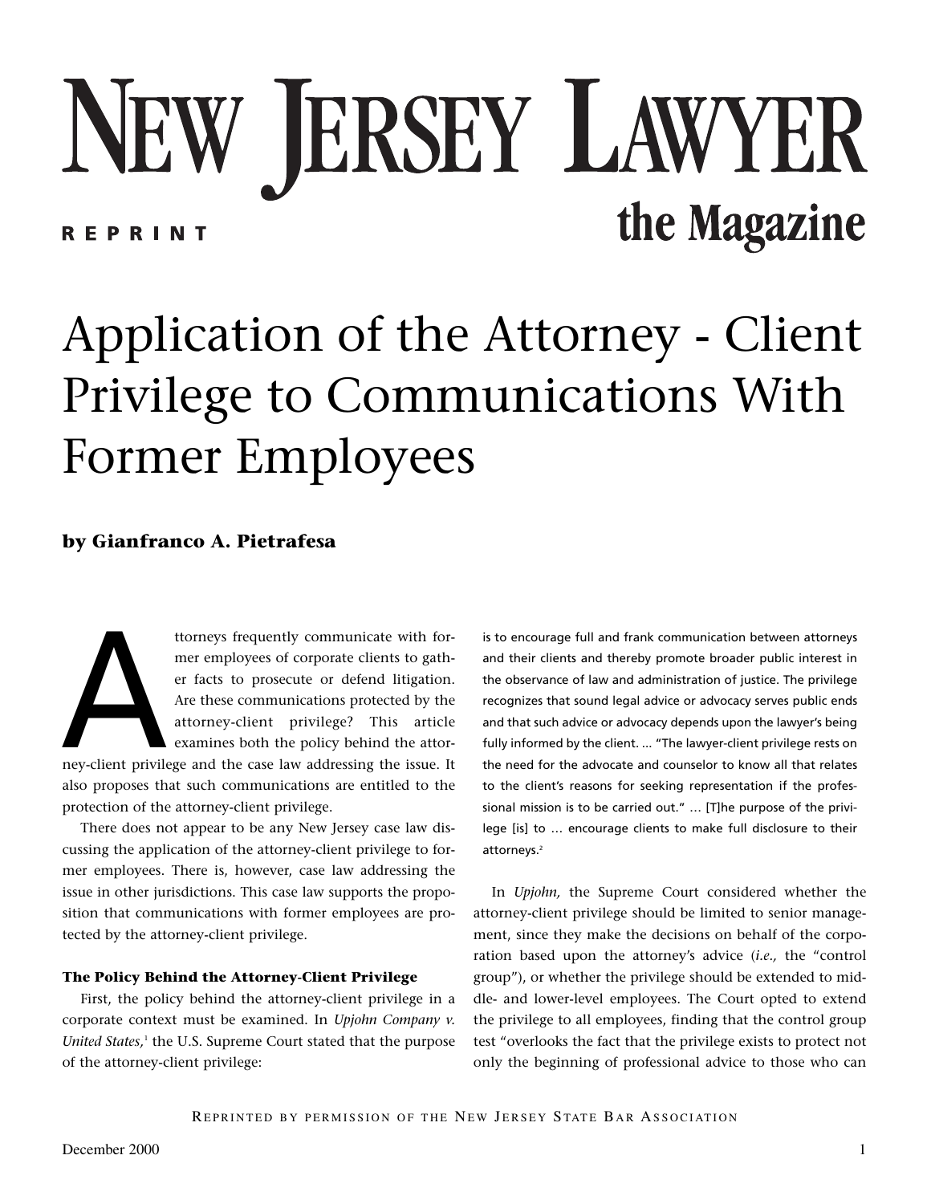# NEW JERSEY LAWYER

REPRINT

the Magazine

# Application of the Attorney - Client Privilege to Communications With Former Employees

**by Gianfranco A. Pietrafesa**

Attorneys frequently communicate with former employees of corporate clients to gather facts to prosecute or defend litigation. Are these communications protected by the attorney-client privilege? This article examines both the policy behind the attorney-client privilege and the case law addressing the issue. It also proposes that such communications are entitled to the protection of the attorney-client privilege.

There does not appear to be any New Jersey case law discussing the application of the attorney-client privilege to former employees. There is, however, case law addressing the issue in other jurisdictions. This case law supports the proposition that communications with former employees are protected by the attorney-client privilege.

### The Policy Behind the Attorney-Client Privilege

First, the policy behind the attorney-client privilege in a corporate context must be examined. In *Upjohn Company v. United States,*[1] the U.S. Supreme Court stated that the purpose of the attorney-client privilege:

> is to encourage full and frank communication between attorneys and their clients and thereby promote broader public interest in the observance of law and administration of justice. The privilege recognizes that sound legal advice or advocacy serves public ends and that such advice or advocacy depends upon the lawyer's being fully informed by the client. ... "The lawyer-client privilege rests on the need for the advocate and counselor to know all that relates to the client's reasons for seeking representation if the professional mission is to be carried out." … [T]he purpose of the privilege [is] to … encourage clients to make full disclosure to their attorneys.[2]

In *Upjohn,* the Supreme Court considered whether the attorney-client privilege should be limited to senior management, since they make the decisions on behalf of the corporation based upon the attorney's advice (*i.e.,* the "control group"), or whether the privilege should be extended to middle- and lower-level employees. The Court opted to extend the privilege to all employees, finding that the control group test "overlooks the fact that the privilege exists to protect not only the beginning of professional advice to those who can

REPRINTED BY PERMISSION OF THE NEW JERSEY STATE BAR ASSOCIATION

December 2000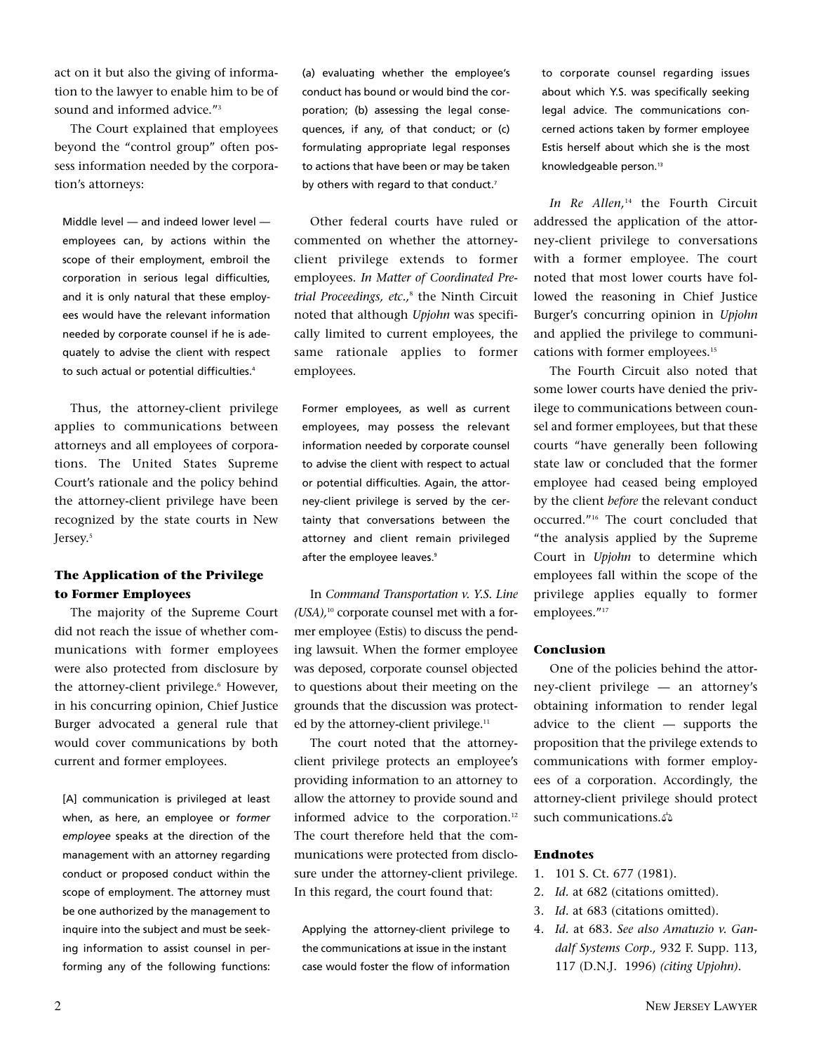act on it but also the giving of information to the lawyer to enable him to be of sound and informed advice."[3]

The Court explained that employees beyond the "control group" often possess information needed by the corporation's attorneys:

> Middle level — and indeed lower level — employees can, by actions within the scope of their employment, embroil the corporation in serious legal difficulties, and it is only natural that these employees would have the relevant information needed by corporate counsel if he is adequately to advise the client with respect to such actual or potential difficulties.[4]

Thus, the attorney-client privilege applies to communications between attorneys and all employees of corporations. The United States Supreme Court's rationale and the policy behind the attorney-client privilege have been recognized by the state courts in New Jersey.[5]

### The Application of the Privilege to Former Employees

The majority of the Supreme Court did not reach the issue of whether communications with former employees were also protected from disclosure by the attorney-client privilege.[6] However, in his concurring opinion, Chief Justice Burger advocated a general rule that would cover communications by both current and former employees.

> [A] communication is privileged at least when, as here, an employee or *former employee* speaks at the direction of the management with an attorney regarding conduct or proposed conduct within the scope of employment. The attorney must be one authorized by the management to inquire into the subject and must be seeking information to assist counsel in performing any of the following functions: (a) evaluating whether the employee's conduct has bound or would bind the corporation; (b) assessing the legal consequences, if any, of that conduct; or (c) formulating appropriate legal responses to actions that have been or may be taken by others with regard to that conduct.[7]

Other federal courts have ruled or commented on whether the attorney-client privilege extends to former employees. *In Matter of Coordinated Pretrial Proceedings, etc.,*[8] the Ninth Circuit noted that although *Upjohn* was specifically limited to current employees, the same rationale applies to former employees.

> Former employees, as well as current employees, may possess the relevant information needed by corporate counsel to advise the client with respect to actual or potential difficulties. Again, the attorney-client privilege is served by the certainty that conversations between the attorney and client remain privileged after the employee leaves.[9]

In *Command Transportation v. Y.S. Line (USA),*[10] corporate counsel met with a former employee (Estis) to discuss the pending lawsuit. When the former employee was deposed, corporate counsel objected to questions about their meeting on the grounds that the discussion was protected by the attorney-client privilege.[11]

The court noted that the attorney-client privilege protects an employee's providing information to an attorney to allow the attorney to provide sound and informed advice to the corporation.[12] The court therefore held that the communications were protected from disclosure under the attorney-client privilege. In this regard, the court found that:

> Applying the attorney-client privilege to the communications at issue in the instant case would foster the flow of information to corporate counsel regarding issues about which Y.S. was specifically seeking legal advice. The communications concerned actions taken by former employee Estis herself about which she is the most knowledgeable person.[13]

*In Re Allen,*[14] the Fourth Circuit addressed the application of the attorney-client privilege to conversations with a former employee. The court noted that most lower courts have followed the reasoning in Chief Justice Burger's concurring opinion in *Upjohn* and applied the privilege to communications with former employees.[15]

The Fourth Circuit also noted that some lower courts have denied the privilege to communications between counsel and former employees, but that these courts "have generally been following state law or concluded that the former employee had ceased being employed by the client *before* the relevant conduct occurred."[16] The court concluded that "the analysis applied by the Supreme Court in *Upjohn* to determine which employees fall within the scope of the privilege applies equally to former employees."[17]

### Conclusion

One of the policies behind the attorney-client privilege — an attorney's obtaining information to render legal advice to the client — supports the proposition that the privilege extends to communications with former employees of a corporation. Accordingly, the attorney-client privilege should protect such communications.

### Endnotes

1. 101 S. Ct. 677 (1981).
2. *Id*. at 682 (citations omitted).
3. *Id*. at 683 (citations omitted).
4. *Id*. at 683. *See also Amatuzio v. Gandalf Systems Corp.,* 932 F. Supp. 113, 117 (D.N.J. 1996) *(citing Upjohn)*.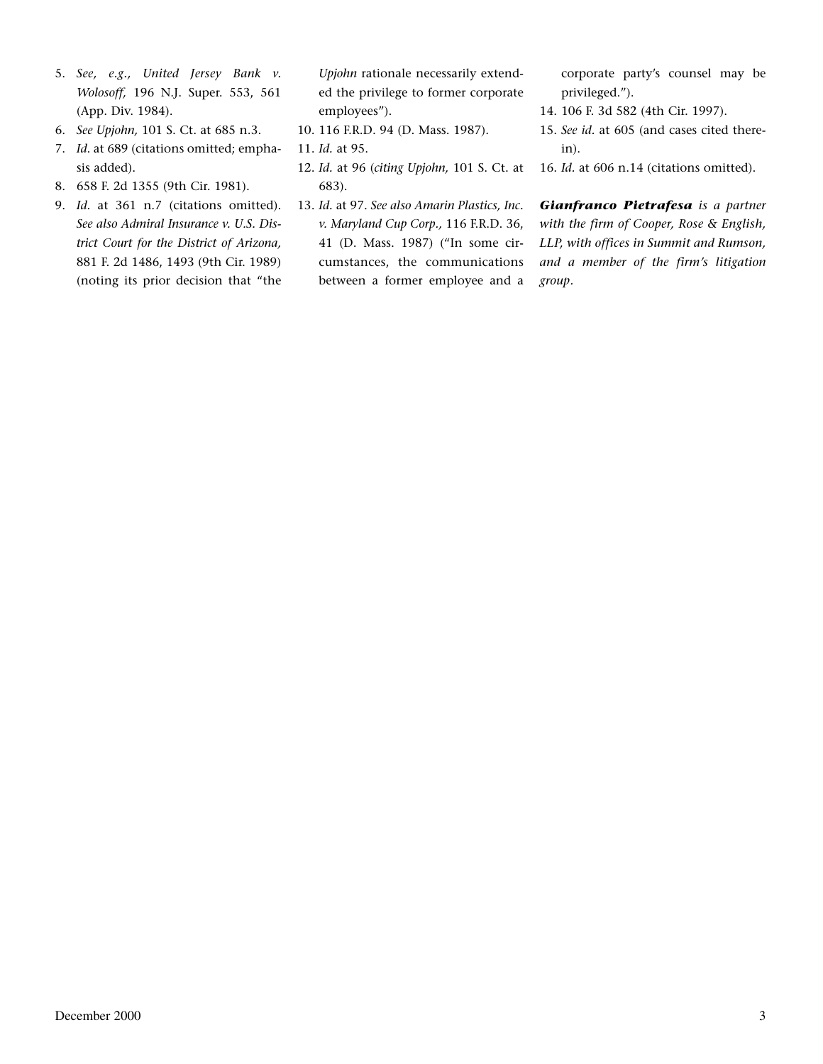5. *See, e.g., United Jersey Bank v. Wolosoff,* 196 N.J. Super. 553, 561 (App. Div. 1984).
6. *See Upjohn,* 101 S. Ct. at 685 n.3.
7. *Id.* at 689 (citations omitted; emphasis added).
8. 658 F. 2d 1355 (9th Cir. 1981).
9. *Id.* at 361 n.7 (citations omitted). *See also Admiral Insurance v. U.S. District Court for the District of Arizona,* 881 F. 2d 1486, 1493 (9th Cir. 1989) (noting its prior decision that "the *Upjohn* rationale necessarily extended the privilege to former corporate employees").
10. 116 F.R.D. 94 (D. Mass. 1987).
11. *Id.* at 95.
12. *Id.* at 96 (*citing Upjohn,* 101 S. Ct. at 683).
13. *Id.* at 97. *See also Amarin Plastics, Inc. v. Maryland Cup Corp.,* 116 F.R.D. 36, 41 (D. Mass. 1987) ("In some circumstances, the communications between a former employee and a corporate party's counsel may be privileged.").
14. 106 F. 3d 582 (4th Cir. 1997).
15. *See id.* at 605 (and cases cited therein).
16. *Id.* at 606 n.14 (citations omitted).

***Gianfranco Pietrafesa*** *is a partner with the firm of Cooper, Rose & English, LLP, with offices in Summit and Rumson, and a member of the firm's litigation group.*